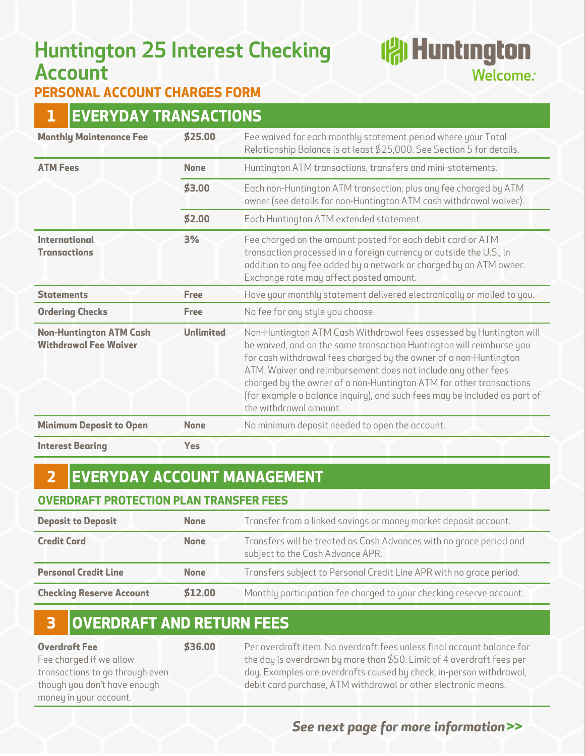# Huntington 25 Interest Checking Account

Huntington Welcome.

## PERSONAL ACCOUNT CHARGES FORM

## 1 EVERYDAY TRANSACTIONS

| | | |
|---|---|---|
| **Monthly Maintenance Fee** | **$25.00** | Fee waived for each monthly statement period where your Total Relationship Balance is at least $25,000. See Section 5 for details. |
| **ATM Fees** | **None** | Huntington ATM transactions, transfers and mini-statements. |
| | **$3.00** | Each non-Huntington ATM transaction; plus any fee charged by ATM owner (see details for non-Huntington ATM cash withdrawal waiver). |
| | **$2.00** | Each Huntington ATM extended statement. |
| **International Transactions** | **3%** | Fee charged on the amount posted for each debit card or ATM transaction processed in a foreign currency or outside the U.S., in addition to any fee added by a network or charged by an ATM owner. Exchange rate may affect posted amount. |
| **Statements** | **Free** | Have your monthly statement delivered electronically or mailed to you. |
| **Ordering Checks** | **Free** | No fee for any style you choose. |
| **Non-Huntington ATM Cash Withdrawal Fee Waiver** | **Unlimited** | Non-Huntington ATM Cash Withdrawal fees assessed by Huntington will be waived, and on the same transaction Huntington will reimburse you for cash withdrawal fees charged by the owner of a non-Huntington ATM. Waiver and reimbursement does not include any other fees charged by the owner of a non-Huntington ATM for other transactions (for example a balance inquiry), and such fees may be included as part of the withdrawal amount. |
| **Minimum Deposit to Open** | **None** | No minimum deposit needed to open the account. |
| **Interest Bearing** | **Yes** | |

## 2 EVERYDAY ACCOUNT MANAGEMENT

### OVERDRAFT PROTECTION PLAN TRANSFER FEES

| | | |
|---|---|---|
| **Deposit to Deposit** | **None** | Transfer from a linked savings or money market deposit account. |
| **Credit Card** | **None** | Transfers will be treated as Cash Advances with no grace period and subject to the Cash Advance APR. |
| **Personal Credit Line** | **None** | Transfers subject to Personal Credit Line APR with no grace period. |
| **Checking Reserve Account** | **$12.00** | Monthly participation fee charged to your checking reserve account. |

## 3 OVERDRAFT AND RETURN FEES

| | | |
|---|---|---|
| **Overdraft Fee**<br>Fee charged if we allow transactions to go through even though you don't have enough money in your account. | **$36.00** | Per overdraft item. No overdraft fees unless final account balance for the day is overdrawn by more than $50. Limit of 4 overdraft fees per day. Examples are overdrafts caused by check, in-person withdrawal, debit card purchase, ATM withdrawal or other electronic means. |

***See next page for more information>>***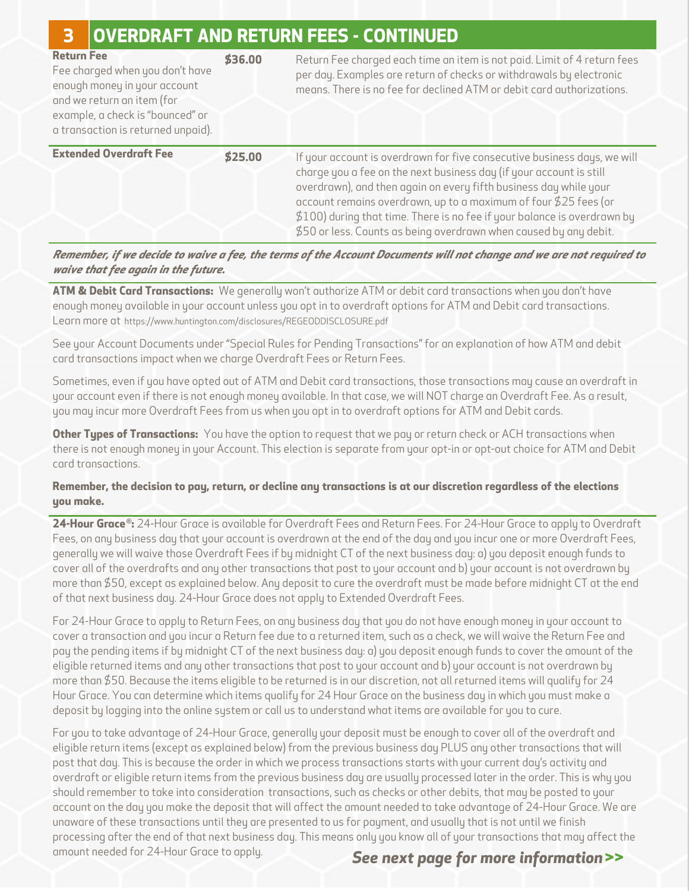## 3 OVERDRAFT AND RETURN FEES - CONTINUED

| | | |
|---|---|---|
| **Return Fee** Fee charged when you don't have enough money in your account and we return an item (for example, a check is "bounced" or a transaction is returned unpaid). | **$36.00** | Return Fee charged each time an item is not paid. Limit of 4 return fees per day. Examples are return of checks or withdrawals by electronic means. There is no fee for declined ATM or debit card authorizations. |
| **Extended Overdraft Fee** | **$25.00** | If your account is overdrawn for five consecutive business days, we will charge you a fee on the next business day (if your account is still overdrawn), and then again on every fifth business day while your account remains overdrawn, up to a maximum of four $25 fees (or $100) during that time. There is no fee if your balance is overdrawn by $50 or less. Counts as being overdrawn when caused by any debit. |

***Remember, if we decide to waive a fee, the terms of the Account Documents will not change and we are not required to waive that fee again in the future.***

**ATM & Debit Card Transactions:** We generally won't authorize ATM or debit card transactions when you don't have enough money available in your account unless you opt in to overdraft options for ATM and Debit card transactions. Learn more at https://www.huntington.com/disclosures/REGEODDISCLOSURE.pdf

See your Account Documents under "Special Rules for Pending Transactions" for an explanation of how ATM and debit card transactions impact when we charge Overdraft Fees or Return Fees.

Sometimes, even if you have opted out of ATM and Debit card transactions, those transactions may cause an overdraft in your account even if there is not enough money available. In that case, we will NOT charge an Overdraft Fee. As a result, you may incur more Overdraft Fees from us when you opt in to overdraft options for ATM and Debit cards.

**Other Types of Transactions:** You have the option to request that we pay or return check or ACH transactions when there is not enough money in your Account. This election is separate from your opt-in or opt-out choice for ATM and Debit card transactions.

**Remember, the decision to pay, return, or decline any transactions is at our discretion regardless of the elections you make.**

**24-Hour Grace®:** 24-Hour Grace is available for Overdraft Fees and Return Fees. For 24-Hour Grace to apply to Overdraft Fees, on any business day that your account is overdrawn at the end of the day and you incur one or more Overdraft Fees, generally we will waive those Overdraft Fees if by midnight CT of the next business day: a) you deposit enough funds to cover all of the overdrafts and any other transactions that post to your account and b) your account is not overdrawn by more than $50, except as explained below. Any deposit to cure the overdraft must be made before midnight CT at the end of that next business day. 24-Hour Grace does not apply to Extended Overdraft Fees.

For 24-Hour Grace to apply to Return Fees, on any business day that you do not have enough money in your account to cover a transaction and you incur a Return fee due to a returned item, such as a check, we will waive the Return Fee and pay the pending items if by midnight CT of the next business day: a) you deposit enough funds to cover the amount of the eligible returned items and any other transactions that post to your account and b) your account is not overdrawn by more than $50. Because the items eligible to be returned is in our discretion, not all returned items will qualify for 24 Hour Grace. You can determine which items qualify for 24 Hour Grace on the business day in which you must make a deposit by logging into the online system or call us to understand what items are available for you to cure.

For you to take advantage of 24-Hour Grace, generally your deposit must be enough to cover all of the overdraft and eligible return items (except as explained below) from the previous business day PLUS any other transactions that will post that day. This is because the order in which we process transactions starts with your current day's activity and overdraft or eligible return items from the previous business day are usually processed later in the order. This is why you should remember to take into consideration transactions, such as checks or other debits, that may be posted to your account on the day you make the deposit that will affect the amount needed to take advantage of 24-Hour Grace. We are unaware of these transactions until they are presented to us for payment, and usually that is not until we finish processing after the end of that next business day. This means only you know all of your transactions that may affect the amount needed for 24-Hour Grace to apply.

***See next page for more information >>***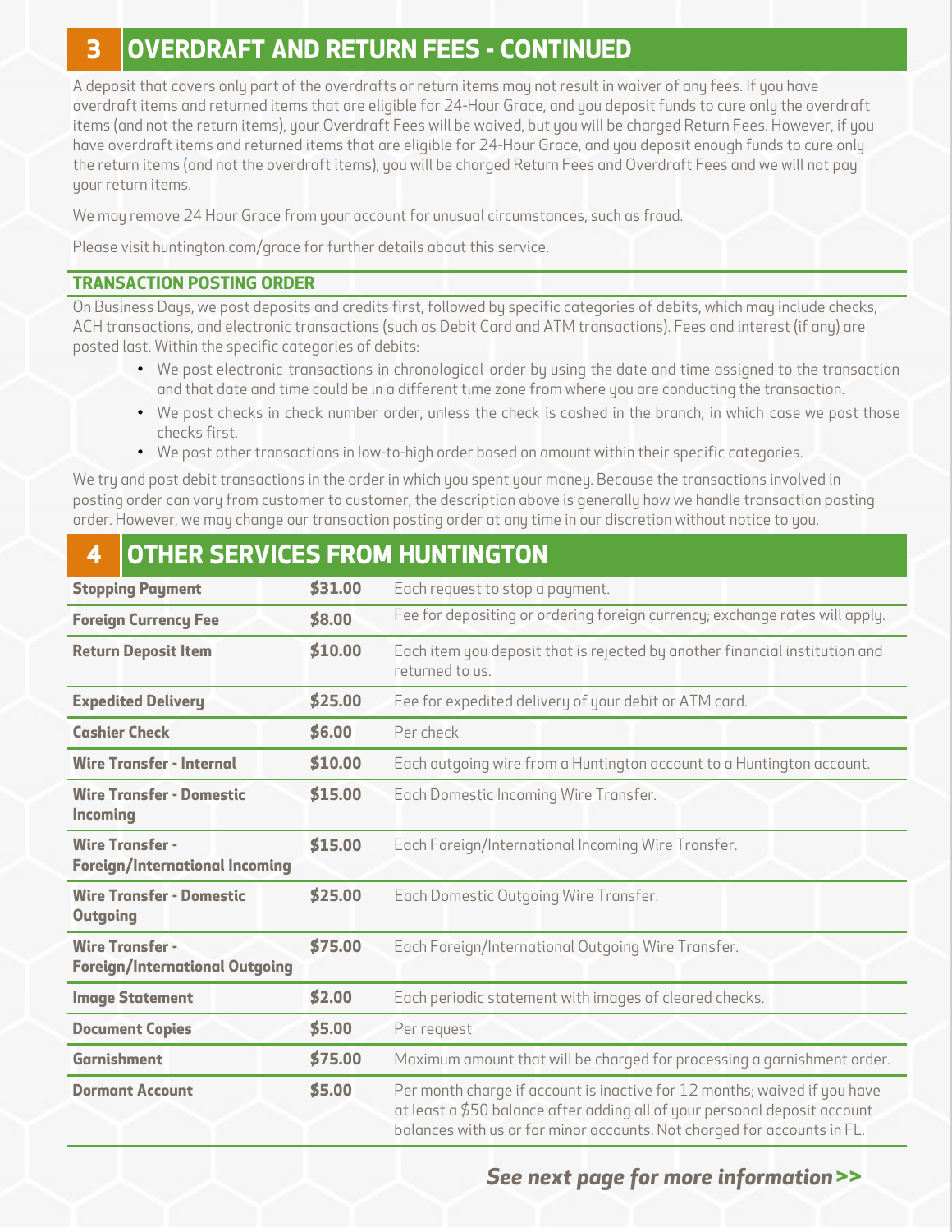## 3 OVERDRAFT AND RETURN FEES - CONTINUED

A deposit that covers only part of the overdrafts or return items may not result in waiver of any fees. If you have overdraft items and returned items that are eligible for 24-Hour Grace, and you deposit funds to cure only the overdraft items (and not the return items), your Overdraft Fees will be waived, but you will be charged Return Fees. However, if you have overdraft items and returned items that are eligible for 24-Hour Grace, and you deposit enough funds to cure only the return items (and not the overdraft items), you will be charged Return Fees and Overdraft Fees and we will not pay your return items.

We may remove 24 Hour Grace from your account for unusual circumstances, such as fraud.

Please visit huntington.com/grace for further details about this service.

### TRANSACTION POSTING ORDER

On Business Days, we post deposits and credits first, followed by specific categories of debits, which may include checks, ACH transactions, and electronic transactions (such as Debit Card and ATM transactions). Fees and interest (if any) are posted last. Within the specific categories of debits:

- We post electronic transactions in chronological order by using the date and time assigned to the transaction and that date and time could be in a different time zone from where you are conducting the transaction.
- We post checks in check number order, unless the check is cashed in the branch, in which case we post those checks first.
- We post other transactions in low-to-high order based on amount within their specific categories.

We try and post debit transactions in the order in which you spent your money. Because the transactions involved in posting order can vary from customer to customer, the description above is generally how we handle transaction posting order. However, we may change our transaction posting order at any time in our discretion without notice to you.

## 4 OTHER SERVICES FROM HUNTINGTON

| Service | Fee | Description |
|---|---|---|
| **Stopping Payment** | **$31.00** | Each request to stop a payment. |
| **Foreign Currency Fee** | **$8.00** | Fee for depositing or ordering foreign currency; exchange rates will apply. |
| **Return Deposit Item** | **$10.00** | Each item you deposit that is rejected by another financial institution and returned to us. |
| **Expedited Delivery** | **$25.00** | Fee for expedited delivery of your debit or ATM card. |
| **Cashier Check** | **$6.00** | Per check |
| **Wire Transfer - Internal** | **$10.00** | Each outgoing wire from a Huntington account to a Huntington account. |
| **Wire Transfer - Domestic Incoming** | **$15.00** | Each Domestic Incoming Wire Transfer. |
| **Wire Transfer - Foreign/International Incoming** | **$15.00** | Each Foreign/International Incoming Wire Transfer. |
| **Wire Transfer - Domestic Outgoing** | **$25.00** | Each Domestic Outgoing Wire Transfer. |
| **Wire Transfer - Foreign/International Outgoing** | **$75.00** | Each Foreign/International Outgoing Wire Transfer. |
| **Image Statement** | **$2.00** | Each periodic statement with images of cleared checks. |
| **Document Copies** | **$5.00** | Per request |
| **Garnishment** | **$75.00** | Maximum amount that will be charged for processing a garnishment order. |
| **Dormant Account** | **$5.00** | Per month charge if account is inactive for 12 months; waived if you have at least a $50 balance after adding all of your personal deposit account balances with us or for minor accounts. Not charged for accounts in FL. |

***See next page for more information>>***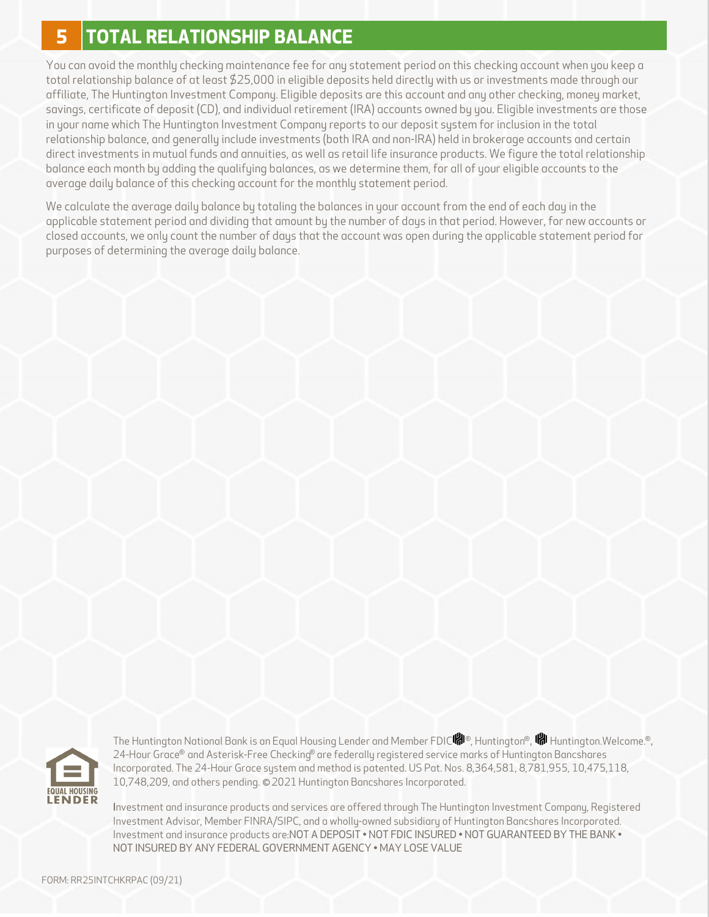## 5 TOTAL RELATIONSHIP BALANCE

You can avoid the monthly checking maintenance fee for any statement period on this checking account when you keep a total relationship balance of at least $25,000 in eligible deposits held directly with us or investments made through our affiliate, The Huntington Investment Company. Eligible deposits are this account and any other checking, money market, savings, certificate of deposit (CD), and individual retirement (IRA) accounts owned by you. Eligible investments are those in your name which The Huntington Investment Company reports to our deposit system for inclusion in the total relationship balance, and generally include investments (both IRA and non-IRA) held in brokerage accounts and certain direct investments in mutual funds and annuities, as well as retail life insurance products. We figure the total relationship balance each month by adding the qualifying balances, as we determine them, for all of your eligible accounts to the average daily balance of this checking account for the monthly statement period.

We calculate the average daily balance by totaling the balances in your account from the end of each day in the applicable statement period and dividing that amount by the number of days in that period. However, for new accounts or closed accounts, we only count the number of days that the account was open during the applicable statement period for purposes of determining the average daily balance.

EQUAL HOUSING LENDER

The Huntington National Bank is an Equal Housing Lender and Member FDIC®, Huntington®, Huntington.Welcome.®, 24-Hour Grace® and Asterisk-Free Checking® are federally registered service marks of Huntington Bancshares Incorporated. The 24-Hour Grace system and method is patented. US Pat. Nos. 8,364,581, 8,781,955, 10,475,118, 10,748,209, and others pending. © 2021 Huntington Bancshares Incorporated.

Investment and insurance products and services are offered through The Huntington Investment Company, Registered Investment Advisor, Member FINRA/SIPC, and a wholly-owned subsidiary of Huntington Bancshares Incorporated. Investment and insurance products are:NOT A DEPOSIT • NOT FDIC INSURED • NOT GUARANTEED BY THE BANK • NOT INSURED BY ANY FEDERAL GOVERNMENT AGENCY • MAY LOSE VALUE

FORM: RR25INTCHKRPAC (09/21)